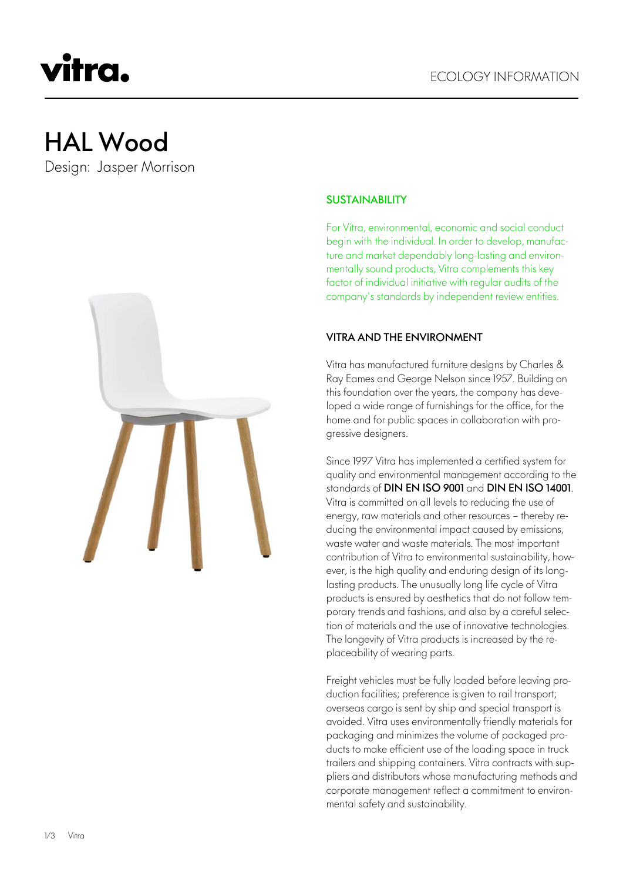vitra.

ECOLOGY INFORMATION

# HAL Wood

Design: Jasper Morrison

## SUSTAINABILITY

For Vitra, environmental, economic and social conduct begin with the individual. In order to develop, manufacture and market dependably long-lasting and environmentally sound products, Vitra complements this key factor of individual initiative with regular audits of the company's standards by independent review entities.

## VITRA AND THE ENVIRONMENT

Vitra has manufactured furniture designs by Charles & Ray Eames and George Nelson since 1957. Building on this foundation over the years, the company has developed a wide range of furnishings for the office, for the home and for public spaces in collaboration with progressive designers.

Since 1997 Vitra has implemented a certified system for quality and environmental management according to the standards of **DIN EN ISO 9001** and **DIN EN ISO 14001**. Vitra is committed on all levels to reducing the use of energy, raw materials and other resources – thereby reducing the environmental impact caused by emissions, waste water and waste materials. The most important contribution of Vitra to environmental sustainability, however, is the high quality and enduring design of its long-lasting products. The unusually long life cycle of Vitra products is ensured by aesthetics that do not follow temporary trends and fashions, and also by a careful selection of materials and the use of innovative technologies. The longevity of Vitra products is increased by the replaceability of wearing parts.

Freight vehicles must be fully loaded before leaving production facilities; preference is given to rail transport; overseas cargo is sent by ship and special transport is avoided. Vitra uses environmentally friendly materials for packaging and minimizes the volume of packaged products to make efficient use of the loading space in truck trailers and shipping containers. Vitra contracts with suppliers and distributors whose manufacturing methods and corporate management reflect a commitment to environmental safety and sustainability.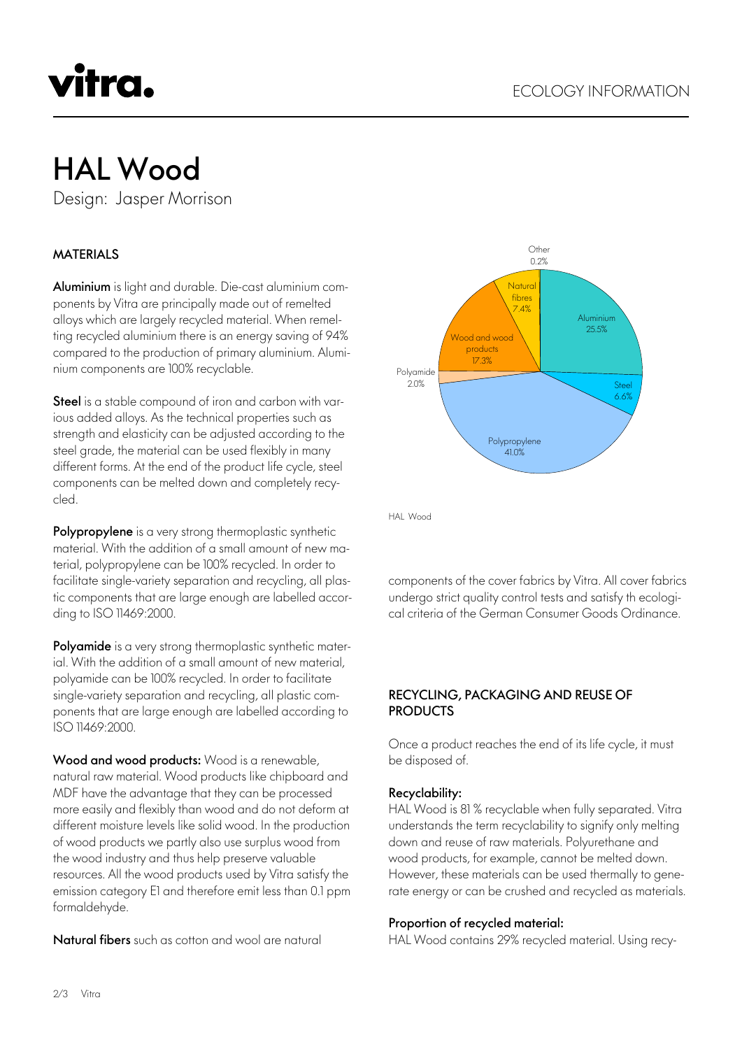# HAL Wood

Design: Jasper Morrison

### MATERIALS

**Aluminium** is light and durable. Die-cast aluminium components by Vitra are principally made out of remelted alloys which are largely recycled material. When remelting recycled aluminium there is an energy saving of 94% compared to the production of primary aluminium. Aluminium components are 100% recyclable.

**Steel** is a stable compound of iron and carbon with various added alloys. As the technical properties such as strength and elasticity can be adjusted according to the steel grade, the material can be used flexibly in many different forms. At the end of the product life cycle, steel components can be melted down and completely recycled.

**Polypropylene** is a very strong thermoplastic synthetic material. With the addition of a small amount of new material, polypropylene can be 100% recycled. In order to facilitate single-variety separation and recycling, all plastic components that are large enough are labelled according to ISO 11469:2000.

**Polyamide** is a very strong thermoplastic synthetic material. With the addition of a small amount of new material, polyamide can be 100% recycled. In order to facilitate single-variety separation and recycling, all plastic components that are large enough are labelled according to ISO 11469:2000.

**Wood and wood products:** Wood is a renewable, natural raw material. Wood products like chipboard and MDF have the advantage that they can be processed more easily and flexibly than wood and do not deform at different moisture levels like solid wood. In the production of wood products we partly also use surplus wood from the wood industry and thus help preserve valuable resources. All the wood products used by Vitra satisfy the emission category E1 and therefore emit less than 0.1 ppm formaldehyde.

**Natural fibers** such as cotton and wool are natural components of the cover fabrics by Vitra. All cover fabrics undergo strict quality control tests and satisfy th ecological criteria of the German Consumer Goods Ordinance.

| Material | Share |
| --- | --- |
| Aluminium | 25.5% |
| Steel | 6.6% |
| Polypropylene | 41.0% |
| Polyamide | 2.0% |
| Wood and wood products | 17.3% |
| Natural fibres | 7.4% |
| Other | 0.2% |

HAL Wood

### RECYCLING, PACKAGING AND REUSE OF PRODUCTS

Once a product reaches the end of its life cycle, it must be disposed of.

**Recyclability:**

HAL Wood is 81 % recyclable when fully separated. Vitra understands the term recyclability to signify only melting down and reuse of raw materials. Polyurethane and wood products, for example, cannot be melted down. However, these materials can be used thermally to generate energy or can be crushed and recycled as materials.

**Proportion of recycled material:**

HAL Wood contains 29% recycled material. Using recy-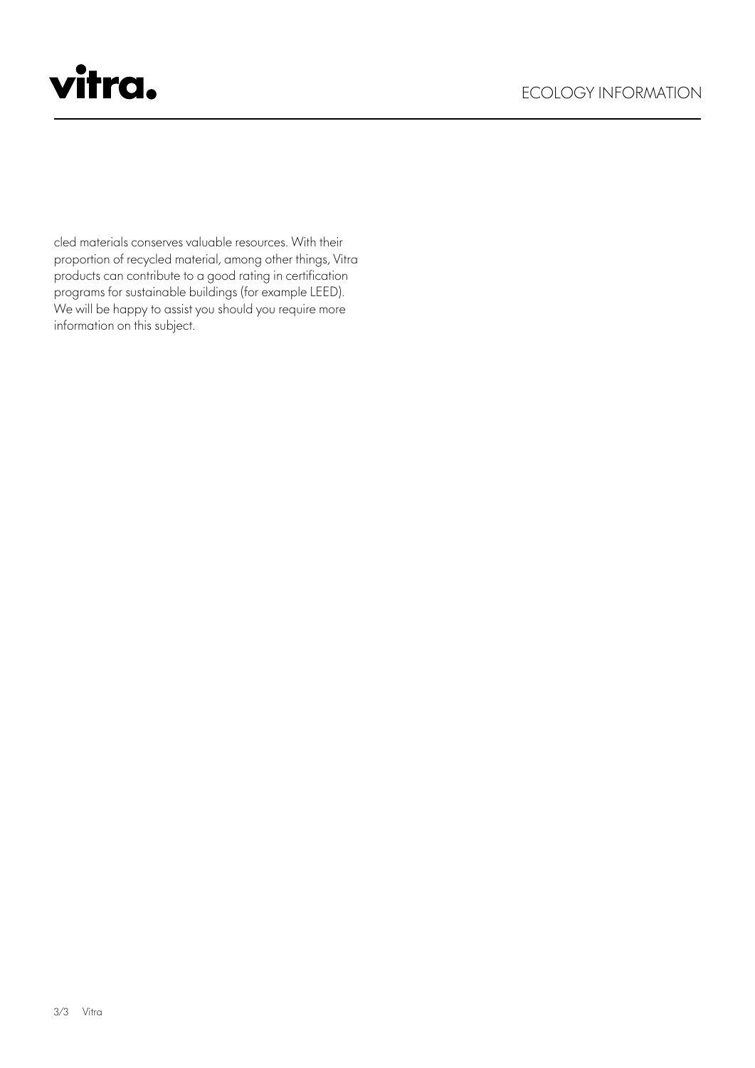cled materials conserves valuable resources. With their proportion of recycled material, among other things, Vitra products can contribute to a good rating in certification programs for sustainable buildings (for example LEED). We will be happy to assist you should you require more information on this subject.